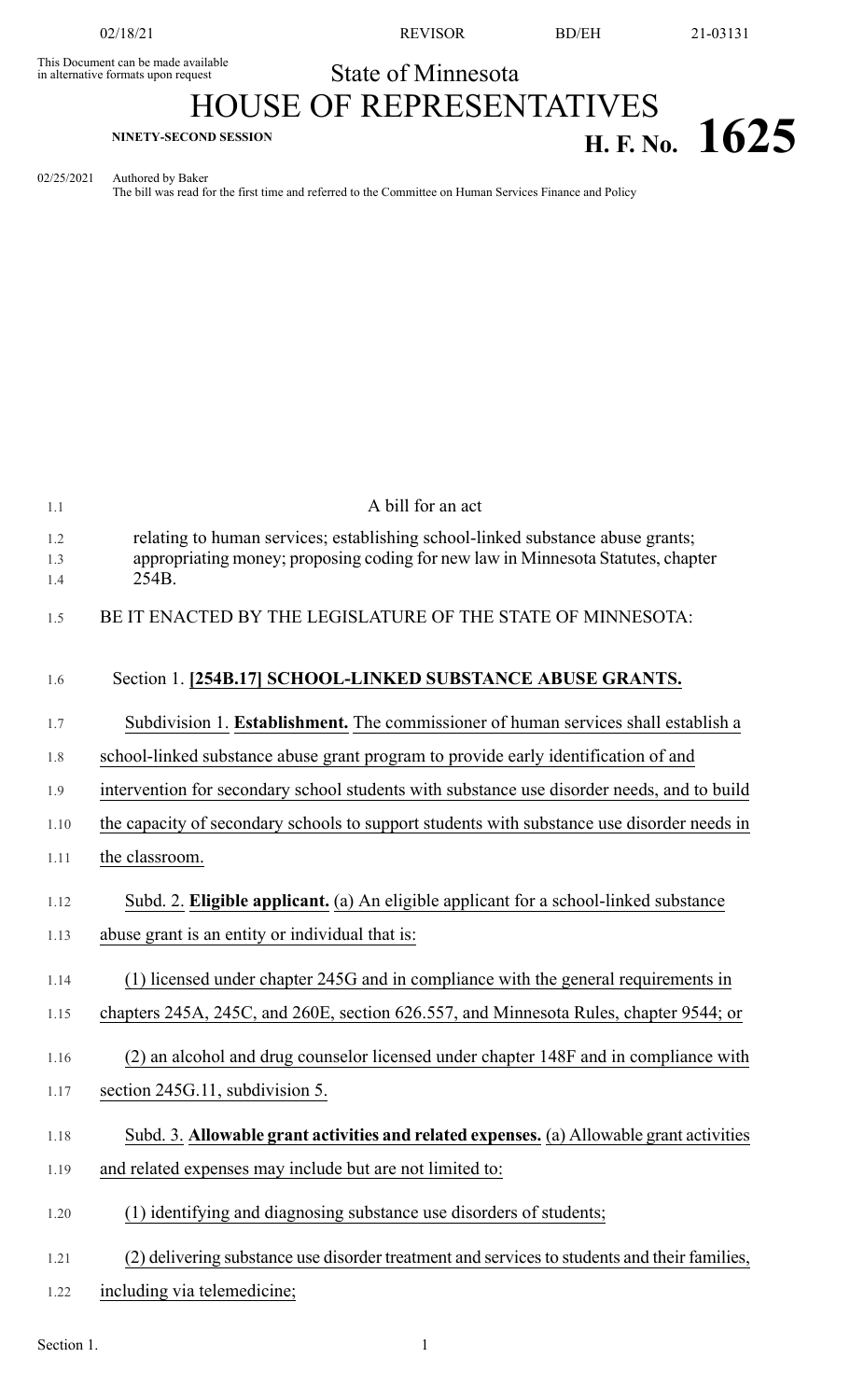02/18/21 REVISOR BD/EH 21-03131

This Document can be made available in alternative formats upon request

State of Minnesota

# HOUSE OF REPRESENTATIVES

**NINETY-SECOND SESSION**

# H. F. No. 1625

02/25/2021 Authored by Baker
The bill was read for the first time and referred to the Committee on Human Services Finance and Policy

A bill for an act

relating to human services; establishing school-linked substance abuse grants; appropriating money; proposing coding for new law in Minnesota Statutes, chapter 254B.

BE IT ENACTED BY THE LEGISLATURE OF THE STATE OF MINNESOTA:

Section 1. **[254B.17] SCHOOL-LINKED SUBSTANCE ABUSE GRANTS.**

Subdivision 1. **Establishment.** The commissioner of human services shall establish a school-linked substance abuse grant program to provide early identification of and intervention for secondary school students with substance use disorder needs, and to build the capacity of secondary schools to support students with substance use disorder needs in the classroom.

Subd. 2. **Eligible applicant.** (a) An eligible applicant for a school-linked substance abuse grant is an entity or individual that is:

(1) licensed under chapter 245G and in compliance with the general requirements in chapters 245A, 245C, and 260E, section 626.557, and Minnesota Rules, chapter 9544; or

(2) an alcohol and drug counselor licensed under chapter 148F and in compliance with section 245G.11, subdivision 5.

Subd. 3. **Allowable grant activities and related expenses.** (a) Allowable grant activities and related expenses may include but are not limited to:

(1) identifying and diagnosing substance use disorders of students;

(2) delivering substance use disorder treatment and services to students and their families, including via telemedicine;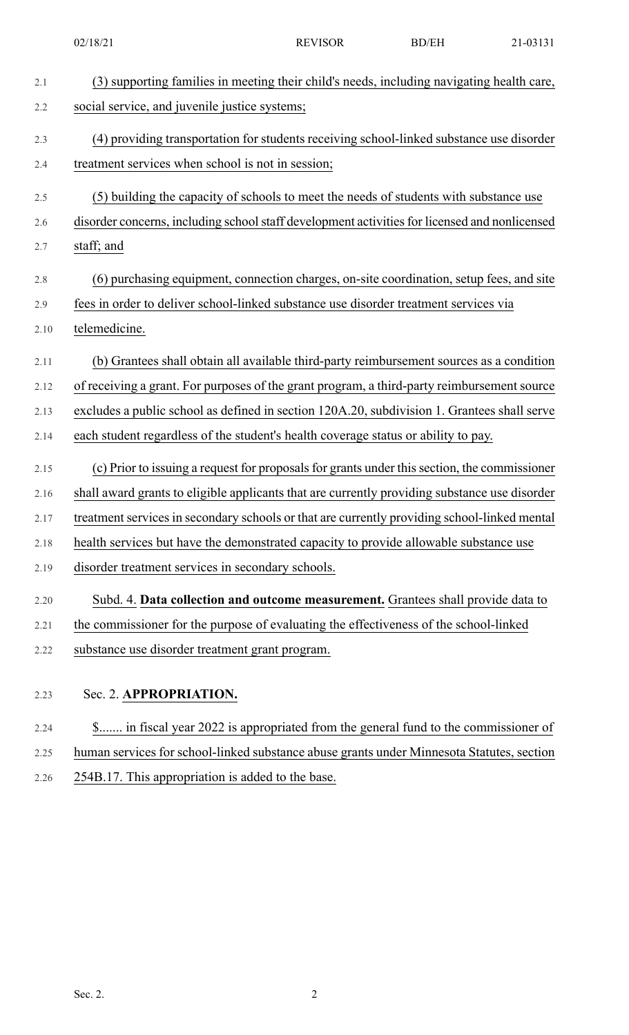(3) supporting families in meeting their child's needs, including navigating health care, social service, and juvenile justice systems;

(4) providing transportation for students receiving school-linked substance use disorder treatment services when school is not in session;

(5) building the capacity of schools to meet the needs of students with substance use disorder concerns, including school staff development activities for licensed and nonlicensed staff; and

(6) purchasing equipment, connection charges, on-site coordination, setup fees, and site fees in order to deliver school-linked substance use disorder treatment services via telemedicine.

(b) Grantees shall obtain all available third-party reimbursement sources as a condition of receiving a grant. For purposes of the grant program, a third-party reimbursement source excludes a public school as defined in section 120A.20, subdivision 1. Grantees shall serve each student regardless of the student's health coverage status or ability to pay.

(c) Prior to issuing a request for proposals for grants under this section, the commissioner shall award grants to eligible applicants that are currently providing substance use disorder treatment services in secondary schools or that are currently providing school-linked mental health services but have the demonstrated capacity to provide allowable substance use disorder treatment services in secondary schools.

Subd. 4. **Data collection and outcome measurement.** Grantees shall provide data to the commissioner for the purpose of evaluating the effectiveness of the school-linked substance use disorder treatment grant program.

Sec. 2. **APPROPRIATION.**

$....... in fiscal year 2022 is appropriated from the general fund to the commissioner of human services for school-linked substance abuse grants under Minnesota Statutes, section 254B.17. This appropriation is added to the base.